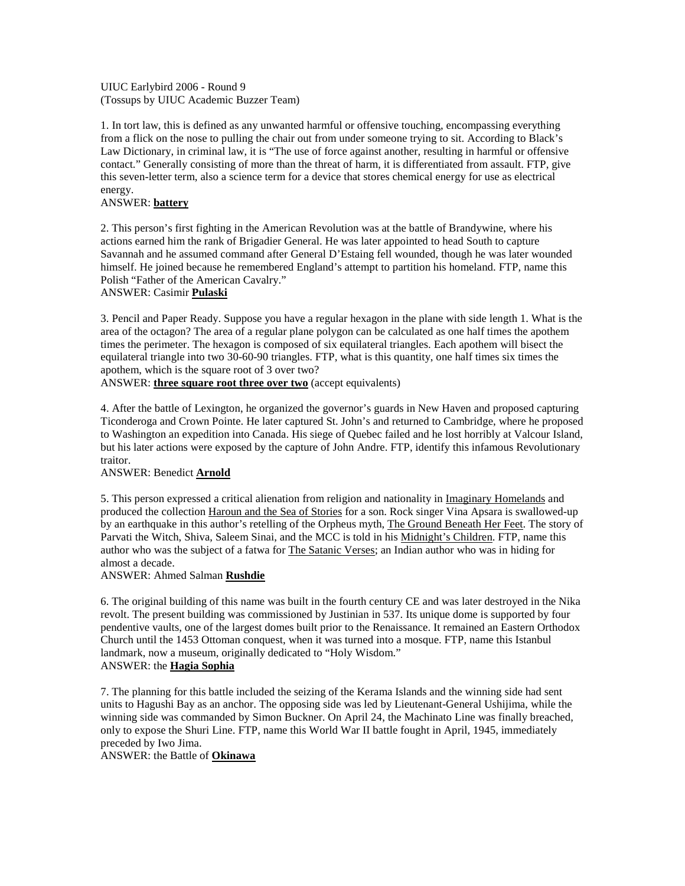UIUC Earlybird 2006 - Round 9
(Tossups by UIUC Academic Buzzer Team)

1. In tort law, this is defined as any unwanted harmful or offensive touching, encompassing everything from a flick on the nose to pulling the chair out from under someone trying to sit. According to Black's Law Dictionary, in criminal law, it is "The use of force against another, resulting in harmful or offensive contact." Generally consisting of more than the threat of harm, it is differentiated from assault. FTP, give this seven-letter term, also a science term for a device that stores chemical energy for use as electrical energy.

ANSWER: **battery**

2. This person's first fighting in the American Revolution was at the battle of Brandywine, where his actions earned him the rank of Brigadier General. He was later appointed to head South to capture Savannah and he assumed command after General D'Estaing fell wounded, though he was later wounded himself. He joined because he remembered England's attempt to partition his homeland. FTP, name this Polish "Father of the American Cavalry."

ANSWER: Casimir **Pulaski**

3. Pencil and Paper Ready. Suppose you have a regular hexagon in the plane with side length 1. What is the area of the octagon? The area of a regular plane polygon can be calculated as one half times the apothem times the perimeter. The hexagon is composed of six equilateral triangles. Each apothem will bisect the equilateral triangle into two 30-60-90 triangles. FTP, what is this quantity, one half times six times the apothem, which is the square root of 3 over two?

ANSWER: **three square root three over two** (accept equivalents)

4. After the battle of Lexington, he organized the governor's guards in New Haven and proposed capturing Ticonderoga and Crown Pointe. He later captured St. John's and returned to Cambridge, where he proposed to Washington an expedition into Canada. His siege of Quebec failed and he lost horribly at Valcour Island, but his later actions were exposed by the capture of John Andre. FTP, identify this infamous Revolutionary traitor.

ANSWER: Benedict **Arnold**

5. This person expressed a critical alienation from religion and nationality in Imaginary Homelands and produced the collection Haroun and the Sea of Stories for a son. Rock singer Vina Apsara is swallowed-up by an earthquake in this author's retelling of the Orpheus myth, The Ground Beneath Her Feet. The story of Parvati the Witch, Shiva, Saleem Sinai, and the MCC is told in his Midnight's Children. FTP, name this author who was the subject of a fatwa for The Satanic Verses; an Indian author who was in hiding for almost a decade.

ANSWER: Ahmed Salman **Rushdie**

6. The original building of this name was built in the fourth century CE and was later destroyed in the Nika revolt. The present building was commissioned by Justinian in 537. Its unique dome is supported by four pendentive vaults, one of the largest domes built prior to the Renaissance. It remained an Eastern Orthodox Church until the 1453 Ottoman conquest, when it was turned into a mosque. FTP, name this Istanbul landmark, now a museum, originally dedicated to "Holy Wisdom."

ANSWER: the **Hagia Sophia**

7. The planning for this battle included the seizing of the Kerama Islands and the winning side had sent units to Hagushi Bay as an anchor. The opposing side was led by Lieutenant-General Ushijima, while the winning side was commanded by Simon Buckner. On April 24, the Machinato Line was finally breached, only to expose the Shuri Line. FTP, name this World War II battle fought in April, 1945, immediately preceded by Iwo Jima.

ANSWER: the Battle of **Okinawa**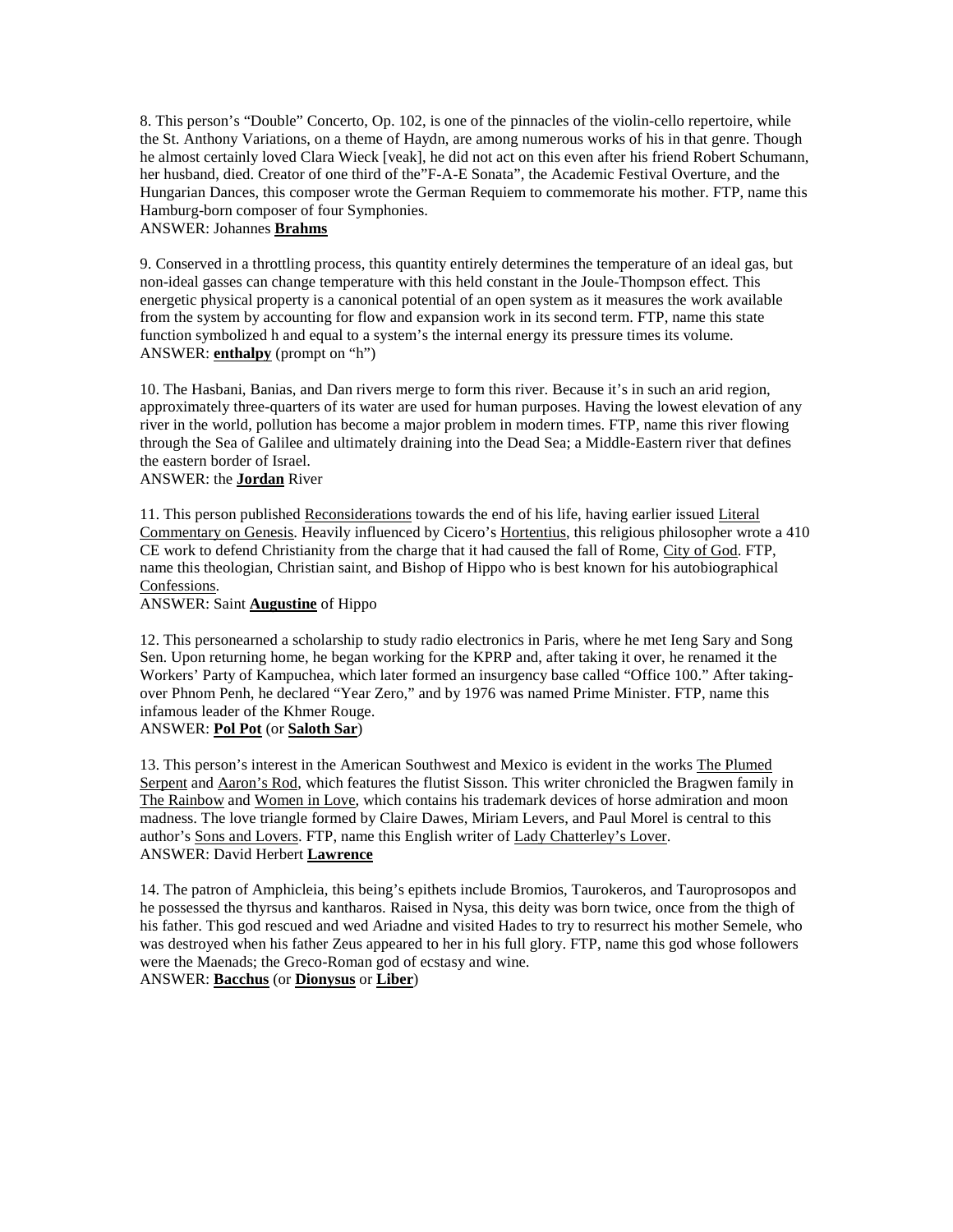8. This person's "Double" Concerto, Op. 102, is one of the pinnacles of the violin-cello repertoire, while the St. Anthony Variations, on a theme of Haydn, are among numerous works of his in that genre. Though he almost certainly loved Clara Wieck [veak], he did not act on this even after his friend Robert Schumann, her husband, died. Creator of one third of the"F-A-E Sonata", the Academic Festival Overture, and the Hungarian Dances, this composer wrote the German Requiem to commemorate his mother. FTP, name this Hamburg-born composer of four Symphonies.
ANSWER: Johannes **Brahms**

9. Conserved in a throttling process, this quantity entirely determines the temperature of an ideal gas, but non-ideal gasses can change temperature with this held constant in the Joule-Thompson effect. This energetic physical property is a canonical potential of an open system as it measures the work available from the system by accounting for flow and expansion work in its second term. FTP, name this state function symbolized h and equal to a system's the internal energy its pressure times its volume.
ANSWER: **enthalpy** (prompt on "h")

10. The Hasbani, Banias, and Dan rivers merge to form this river. Because it's in such an arid region, approximately three-quarters of its water are used for human purposes. Having the lowest elevation of any river in the world, pollution has become a major problem in modern times. FTP, name this river flowing through the Sea of Galilee and ultimately draining into the Dead Sea; a Middle-Eastern river that defines the eastern border of Israel.
ANSWER: the **Jordan** River

11. This person published Reconsiderations towards the end of his life, having earlier issued Literal Commentary on Genesis. Heavily influenced by Cicero's Hortentius, this religious philosopher wrote a 410 CE work to defend Christianity from the charge that it had caused the fall of Rome, City of God. FTP, name this theologian, Christian saint, and Bishop of Hippo who is best known for his autobiographical Confessions.
ANSWER: Saint **Augustine** of Hippo

12. This personearned a scholarship to study radio electronics in Paris, where he met Ieng Sary and Song Sen. Upon returning home, he began working for the KPRP and, after taking it over, he renamed it the Workers' Party of Kampuchea, which later formed an insurgency base called "Office 100." After taking-over Phnom Penh, he declared "Year Zero," and by 1976 was named Prime Minister. FTP, name this infamous leader of the Khmer Rouge.
ANSWER: **Pol Pot** (or **Saloth Sar**)

13. This person's interest in the American Southwest and Mexico is evident in the works The Plumed Serpent and Aaron's Rod, which features the flutist Sisson. This writer chronicled the Bragwen family in The Rainbow and Women in Love, which contains his trademark devices of horse admiration and moon madness. The love triangle formed by Claire Dawes, Miriam Levers, and Paul Morel is central to this author's Sons and Lovers. FTP, name this English writer of Lady Chatterley's Lover.
ANSWER: David Herbert **Lawrence**

14. The patron of Amphicleia, this being's epithets include Bromios, Taurokeros, and Tauroprosopos and he possessed the thyrsus and kantharos. Raised in Nysa, this deity was born twice, once from the thigh of his father. This god rescued and wed Ariadne and visited Hades to try to resurrect his mother Semele, who was destroyed when his father Zeus appeared to her in his full glory. FTP, name this god whose followers were the Maenads; the Greco-Roman god of ecstasy and wine.
ANSWER: **Bacchus** (or **Dionysus** or **Liber**)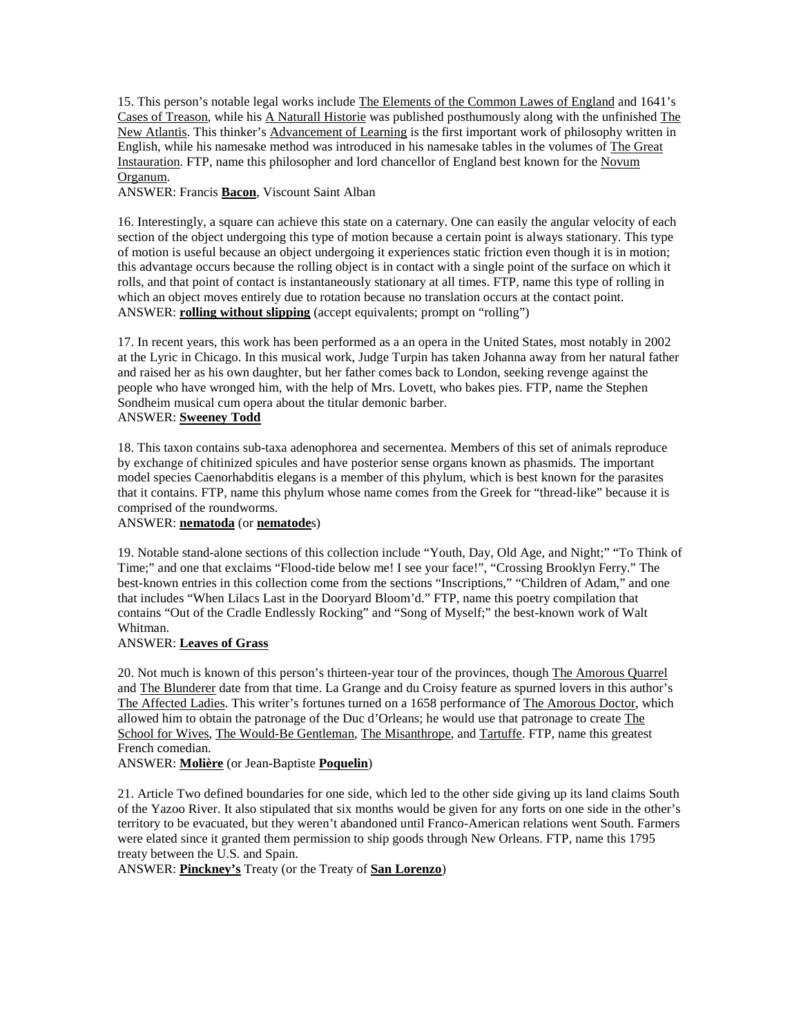15. This person's notable legal works include The Elements of the Common Lawes of England and 1641's Cases of Treason, while his A Naturall Historie was published posthumously along with the unfinished The New Atlantis. This thinker's Advancement of Learning is the first important work of philosophy written in English, while his namesake method was introduced in his namesake tables in the volumes of The Great Instauration. FTP, name this philosopher and lord chancellor of England best known for the Novum Organum.

ANSWER: Francis **Bacon**, Viscount Saint Alban

16. Interestingly, a square can achieve this state on a caternary. One can easily the angular velocity of each section of the object undergoing this type of motion because a certain point is always stationary. This type of motion is useful because an object undergoing it experiences static friction even though it is in motion; this advantage occurs because the rolling object is in contact with a single point of the surface on which it rolls, and that point of contact is instantaneously stationary at all times. FTP, name this type of rolling in which an object moves entirely due to rotation because no translation occurs at the contact point.

ANSWER: **rolling without slipping** (accept equivalents; prompt on "rolling")

17. In recent years, this work has been performed as a an opera in the United States, most notably in 2002 at the Lyric in Chicago. In this musical work, Judge Turpin has taken Johanna away from her natural father and raised her as his own daughter, but her father comes back to London, seeking revenge against the people who have wronged him, with the help of Mrs. Lovett, who bakes pies. FTP, name the Stephen Sondheim musical cum opera about the titular demonic barber.

ANSWER: **Sweeney Todd**

18. This taxon contains sub-taxa adenophorea and secernentea. Members of this set of animals reproduce by exchange of chitinized spicules and have posterior sense organs known as phasmids. The important model species Caenorhabditis elegans is a member of this phylum, which is best known for the parasites that it contains. FTP, name this phylum whose name comes from the Greek for "thread-like" because it is comprised of the roundworms.

ANSWER: **nematoda** (or **nematode**s)

19. Notable stand-alone sections of this collection include "Youth, Day, Old Age, and Night;" "To Think of Time;" and one that exclaims "Flood-tide below me! I see your face!", "Crossing Brooklyn Ferry." The best-known entries in this collection come from the sections "Inscriptions," "Children of Adam," and one that includes "When Lilacs Last in the Dooryard Bloom'd." FTP, name this poetry compilation that contains "Out of the Cradle Endlessly Rocking" and "Song of Myself;" the best-known work of Walt Whitman.

ANSWER: **Leaves of Grass**

20. Not much is known of this person's thirteen-year tour of the provinces, though The Amorous Quarrel and The Blunderer date from that time. La Grange and du Croisy feature as spurned lovers in this author's The Affected Ladies. This writer's fortunes turned on a 1658 performance of The Amorous Doctor, which allowed him to obtain the patronage of the Duc d'Orleans; he would use that patronage to create The School for Wives, The Would-Be Gentleman, The Misanthrope, and Tartuffe. FTP, name this greatest French comedian.

ANSWER: **Molière** (or Jean-Baptiste **Poquelin**)

21. Article Two defined boundaries for one side, which led to the other side giving up its land claims South of the Yazoo River. It also stipulated that six months would be given for any forts on one side in the other's territory to be evacuated, but they weren't abandoned until Franco-American relations went South. Farmers were elated since it granted them permission to ship goods through New Orleans. FTP, name this 1795 treaty between the U.S. and Spain.

ANSWER: **Pinckney's** Treaty (or the Treaty of **San Lorenzo**)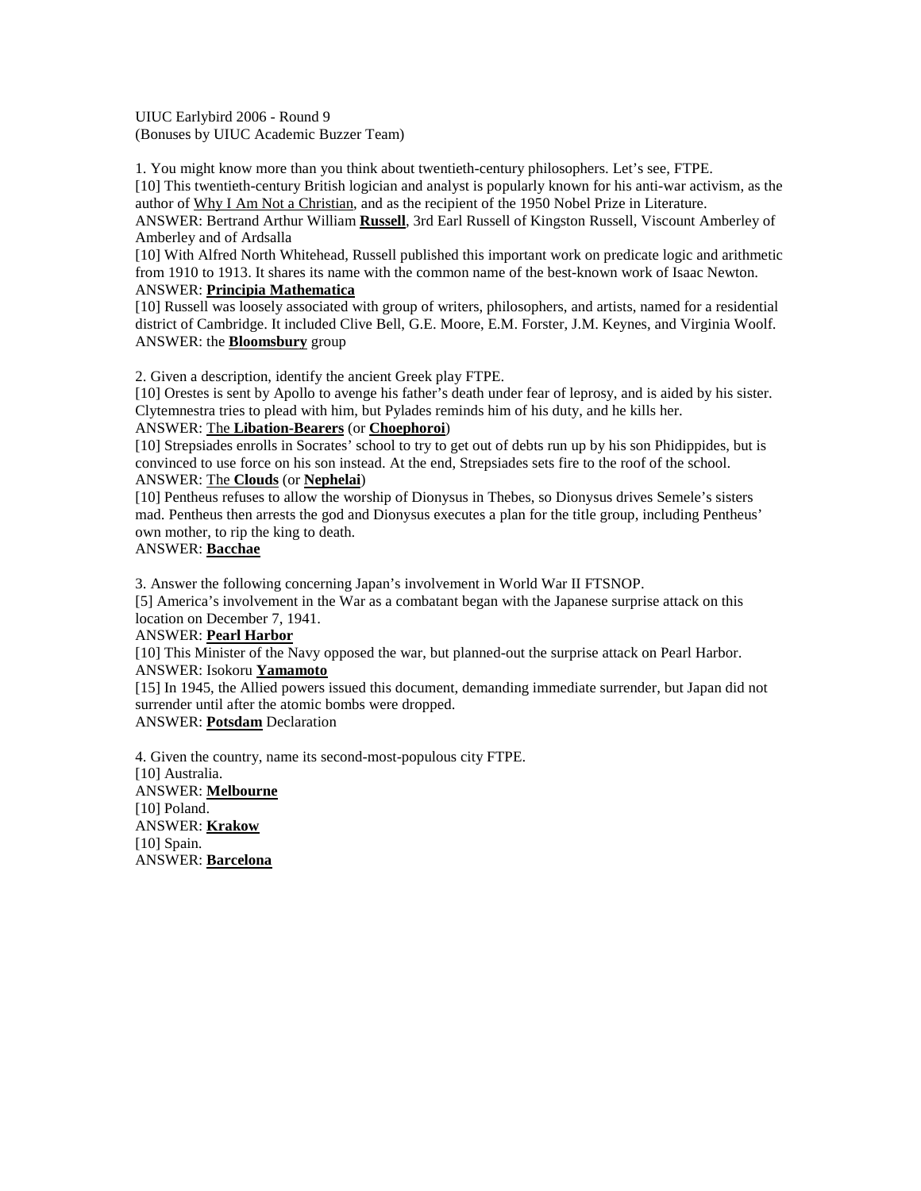UIUC Earlybird 2006 - Round 9
(Bonuses by UIUC Academic Buzzer Team)

1. You might know more than you think about twentieth-century philosophers. Let's see, FTPE.

[10] This twentieth-century British logician and analyst is popularly known for his anti-war activism, as the author of Why I Am Not a Christian, and as the recipient of the 1950 Nobel Prize in Literature.

ANSWER: Bertrand Arthur William **Russell**, 3rd Earl Russell of Kingston Russell, Viscount Amberley of Amberley and of Ardsalla

[10] With Alfred North Whitehead, Russell published this important work on predicate logic and arithmetic from 1910 to 1913. It shares its name with the common name of the best-known work of Isaac Newton.

ANSWER: **Principia Mathematica**

[10] Russell was loosely associated with group of writers, philosophers, and artists, named for a residential district of Cambridge. It included Clive Bell, G.E. Moore, E.M. Forster, J.M. Keynes, and Virginia Woolf.

ANSWER: the **Bloomsbury** group

2. Given a description, identify the ancient Greek play FTPE.

[10] Orestes is sent by Apollo to avenge his father's death under fear of leprosy, and is aided by his sister. Clytemnestra tries to plead with him, but Pylades reminds him of his duty, and he kills her.

ANSWER: The **Libation-Bearers** (or **Choephoroi**)

[10] Strepsiades enrolls in Socrates' school to try to get out of debts run up by his son Phidippides, but is convinced to use force on his son instead. At the end, Strepsiades sets fire to the roof of the school.

ANSWER: The **Clouds** (or **Nephelai**)

[10] Pentheus refuses to allow the worship of Dionysus in Thebes, so Dionysus drives Semele's sisters mad. Pentheus then arrests the god and Dionysus executes a plan for the title group, including Pentheus' own mother, to rip the king to death.

ANSWER: **Bacchae**

3. Answer the following concerning Japan's involvement in World War II FTSNOP.

[5] America's involvement in the War as a combatant began with the Japanese surprise attack on this location on December 7, 1941.

ANSWER: **Pearl Harbor**

[10] This Minister of the Navy opposed the war, but planned-out the surprise attack on Pearl Harbor.

ANSWER: Isokoru **Yamamoto**

[15] In 1945, the Allied powers issued this document, demanding immediate surrender, but Japan did not surrender until after the atomic bombs were dropped.

ANSWER: **Potsdam** Declaration

4. Given the country, name its second-most-populous city FTPE.

[10] Australia.

ANSWER: **Melbourne**

[10] Poland.

ANSWER: **Krakow**

[10] Spain.

ANSWER: **Barcelona**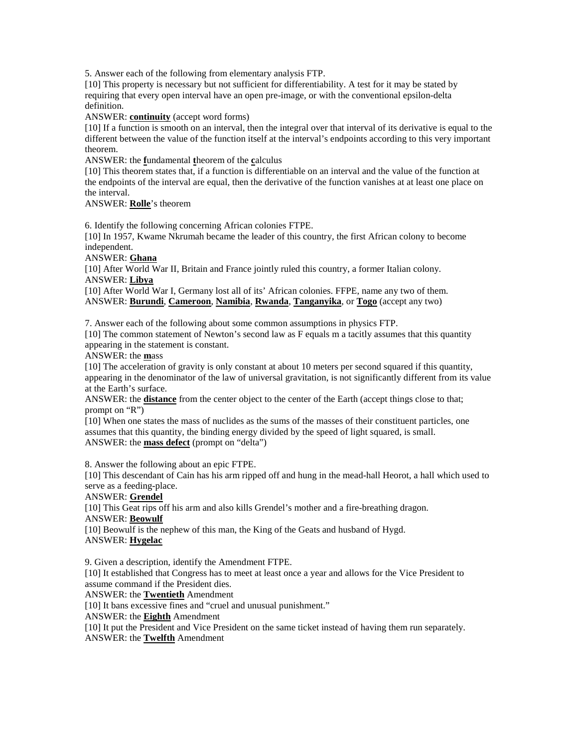5. Answer each of the following from elementary analysis FTP.

[10] This property is necessary but not sufficient for differentiability. A test for it may be stated by requiring that every open interval have an open pre-image, or with the conventional epsilon-delta definition.

ANSWER: **continuity** (accept word forms)

[10] If a function is smooth on an interval, then the integral over that interval of its derivative is equal to the different between the value of the function itself at the interval's endpoints according to this very important theorem.

ANSWER: the **f**undamental **t**heorem of the **c**alculus

[10] This theorem states that, if a function is differentiable on an interval and the value of the function at the endpoints of the interval are equal, then the derivative of the function vanishes at at least one place on the interval.

ANSWER: **Rolle**'s theorem

6. Identify the following concerning African colonies FTPE.

[10] In 1957, Kwame Nkrumah became the leader of this country, the first African colony to become independent.

ANSWER: **Ghana**

[10] After World War II, Britain and France jointly ruled this country, a former Italian colony.

ANSWER: **Libya**

[10] After World War I, Germany lost all of its' African colonies. FFPE, name any two of them.

ANSWER: **Burundi**, **Cameroon**, **Namibia**, **Rwanda**, **Tanganyika**, or **Togo** (accept any two)

7. Answer each of the following about some common assumptions in physics FTP.

[10] The common statement of Newton's second law as F equals m a tacitly assumes that this quantity appearing in the statement is constant.

ANSWER: the **m**ass

[10] The acceleration of gravity is only constant at about 10 meters per second squared if this quantity, appearing in the denominator of the law of universal gravitation, is not significantly different from its value at the Earth's surface.

ANSWER: the **distance** from the center object to the center of the Earth (accept things close to that; prompt on "R")

[10] When one states the mass of nuclides as the sums of the masses of their constituent particles, one assumes that this quantity, the binding energy divided by the speed of light squared, is small.

ANSWER: the **mass defect** (prompt on "delta")

8. Answer the following about an epic FTPE.

[10] This descendant of Cain has his arm ripped off and hung in the mead-hall Heorot, a hall which used to serve as a feeding-place.

ANSWER: **Grendel**

[10] This Geat rips off his arm and also kills Grendel's mother and a fire-breathing dragon.

ANSWER: **Beowulf**

[10] Beowulf is the nephew of this man, the King of the Geats and husband of Hygd.

ANSWER: **Hygelac**

9. Given a description, identify the Amendment FTPE.

[10] It established that Congress has to meet at least once a year and allows for the Vice President to assume command if the President dies.

ANSWER: the **Twentieth** Amendment

[10] It bans excessive fines and "cruel and unusual punishment."

ANSWER: the **Eighth** Amendment

[10] It put the President and Vice President on the same ticket instead of having them run separately.

ANSWER: the **Twelfth** Amendment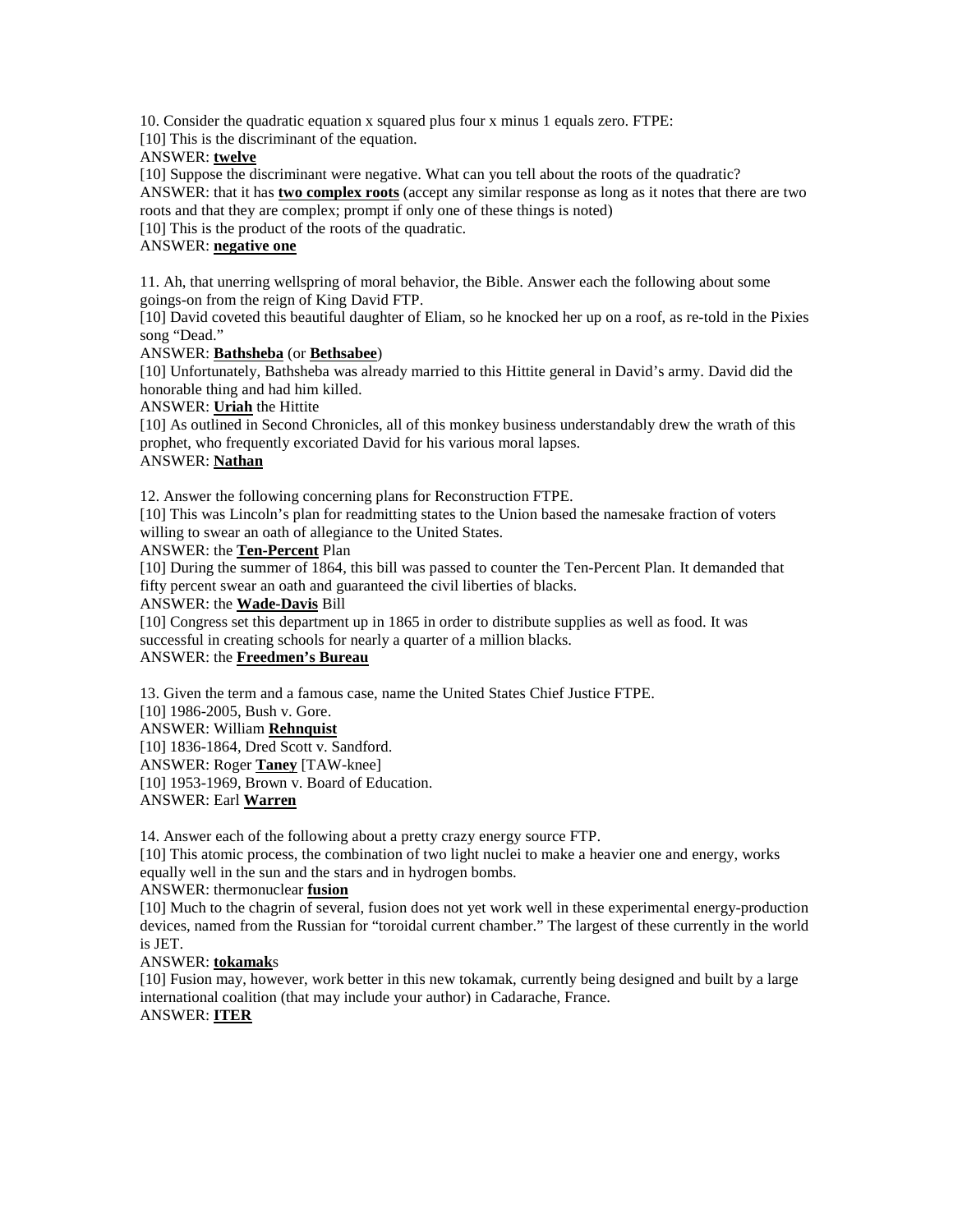10. Consider the quadratic equation x squared plus four x minus 1 equals zero. FTPE:

[10] This is the discriminant of the equation.

ANSWER: **twelve**

[10] Suppose the discriminant were negative. What can you tell about the roots of the quadratic?

ANSWER: that it has **two complex roots** (accept any similar response as long as it notes that there are two roots and that they are complex; prompt if only one of these things is noted)

[10] This is the product of the roots of the quadratic.

ANSWER: **negative one**

11. Ah, that unerring wellspring of moral behavior, the Bible. Answer each the following about some goings-on from the reign of King David FTP.

[10] David coveted this beautiful daughter of Eliam, so he knocked her up on a roof, as re-told in the Pixies song "Dead."

ANSWER: **Bathsheba** (or **Bethsabee**)

[10] Unfortunately, Bathsheba was already married to this Hittite general in David's army. David did the honorable thing and had him killed.

ANSWER: **Uriah** the Hittite

[10] As outlined in Second Chronicles, all of this monkey business understandably drew the wrath of this prophet, who frequently excoriated David for his various moral lapses.

ANSWER: **Nathan**

12. Answer the following concerning plans for Reconstruction FTPE.

[10] This was Lincoln's plan for readmitting states to the Union based the namesake fraction of voters willing to swear an oath of allegiance to the United States.

ANSWER: the **Ten-Percent** Plan

[10] During the summer of 1864, this bill was passed to counter the Ten-Percent Plan. It demanded that fifty percent swear an oath and guaranteed the civil liberties of blacks.

ANSWER: the **Wade-Davis** Bill

[10] Congress set this department up in 1865 in order to distribute supplies as well as food. It was successful in creating schools for nearly a quarter of a million blacks.

ANSWER: the **Freedmen's Bureau**

13. Given the term and a famous case, name the United States Chief Justice FTPE.

[10] 1986-2005, Bush v. Gore.

ANSWER: William **Rehnquist**

[10] 1836-1864, Dred Scott v. Sandford.

ANSWER: Roger **Taney** [TAW-knee]

[10] 1953-1969, Brown v. Board of Education.

ANSWER: Earl **Warren**

14. Answer each of the following about a pretty crazy energy source FTP.

[10] This atomic process, the combination of two light nuclei to make a heavier one and energy, works equally well in the sun and the stars and in hydrogen bombs.

ANSWER: thermonuclear **fusion**

[10] Much to the chagrin of several, fusion does not yet work well in these experimental energy-production devices, named from the Russian for "toroidal current chamber." The largest of these currently in the world is JET.

ANSWER: **tokamak**s

[10] Fusion may, however, work better in this new tokamak, currently being designed and built by a large international coalition (that may include your author) in Cadarache, France.

ANSWER: **ITER**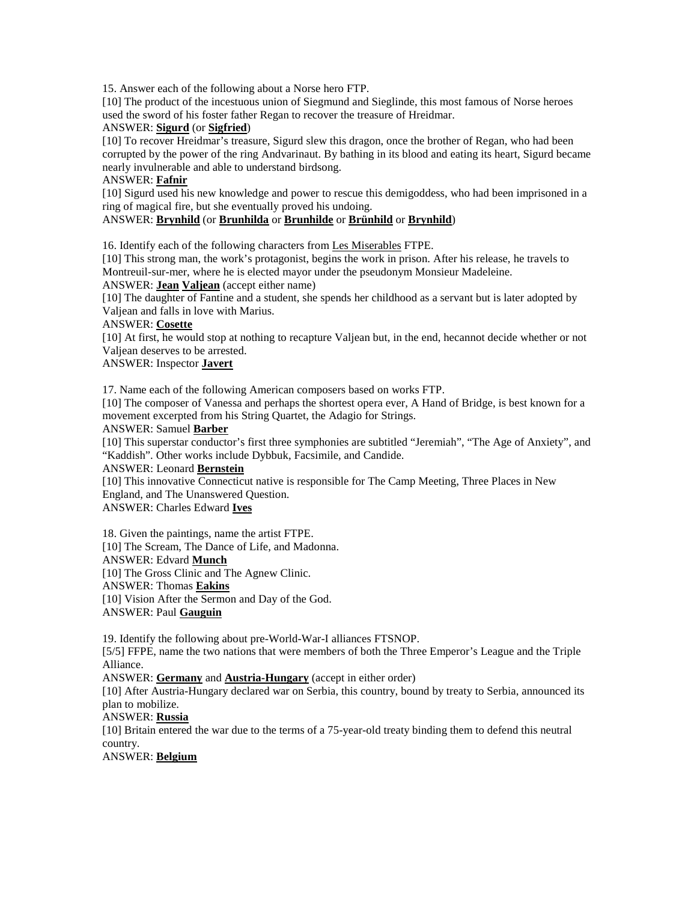15. Answer each of the following about a Norse hero FTP.

[10] The product of the incestuous union of Siegmund and Sieglinde, this most famous of Norse heroes used the sword of his foster father Regan to recover the treasure of Hreidmar.

ANSWER: **Sigurd** (or **Sigfried**)

[10] To recover Hreidmar's treasure, Sigurd slew this dragon, once the brother of Regan, who had been corrupted by the power of the ring Andvarinaut. By bathing in its blood and eating its heart, Sigurd became nearly invulnerable and able to understand birdsong.

ANSWER: **Fafnir**

[10] Sigurd used his new knowledge and power to rescue this demigoddess, who had been imprisoned in a ring of magical fire, but she eventually proved his undoing.

ANSWER: **Brynhild** (or **Brunhilda** or **Brunhilde** or **Brünhild** or **Brynhild**)

16. Identify each of the following characters from Les Miserables FTPE.

[10] This strong man, the work's protagonist, begins the work in prison. After his release, he travels to Montreuil-sur-mer, where he is elected mayor under the pseudonym Monsieur Madeleine.

ANSWER: **Jean** **Valjean** (accept either name)

[10] The daughter of Fantine and a student, she spends her childhood as a servant but is later adopted by Valjean and falls in love with Marius.

ANSWER: **Cosette**

[10] At first, he would stop at nothing to recapture Valjean but, in the end, hecannot decide whether or not Valjean deserves to be arrested.

ANSWER: Inspector **Javert**

17. Name each of the following American composers based on works FTP.

[10] The composer of Vanessa and perhaps the shortest opera ever, A Hand of Bridge, is best known for a movement excerpted from his String Quartet, the Adagio for Strings.

ANSWER: Samuel **Barber**

[10] This superstar conductor's first three symphonies are subtitled "Jeremiah", "The Age of Anxiety", and "Kaddish". Other works include Dybbuk, Facsimile, and Candide.

ANSWER: Leonard **Bernstein**

[10] This innovative Connecticut native is responsible for The Camp Meeting, Three Places in New England, and The Unanswered Question.

ANSWER: Charles Edward **Ives**

18. Given the paintings, name the artist FTPE.

[10] The Scream, The Dance of Life, and Madonna.

ANSWER: Edvard **Munch**

[10] The Gross Clinic and The Agnew Clinic.

ANSWER: Thomas **Eakins**

[10] Vision After the Sermon and Day of the God.

ANSWER: Paul **Gauguin**

19. Identify the following about pre-World-War-I alliances FTSNOP.

[5/5] FFPE, name the two nations that were members of both the Three Emperor's League and the Triple Alliance.

ANSWER: **Germany** and **Austria-Hungary** (accept in either order)

[10] After Austria-Hungary declared war on Serbia, this country, bound by treaty to Serbia, announced its plan to mobilize.

ANSWER: **Russia**

[10] Britain entered the war due to the terms of a 75-year-old treaty binding them to defend this neutral country.

ANSWER: **Belgium**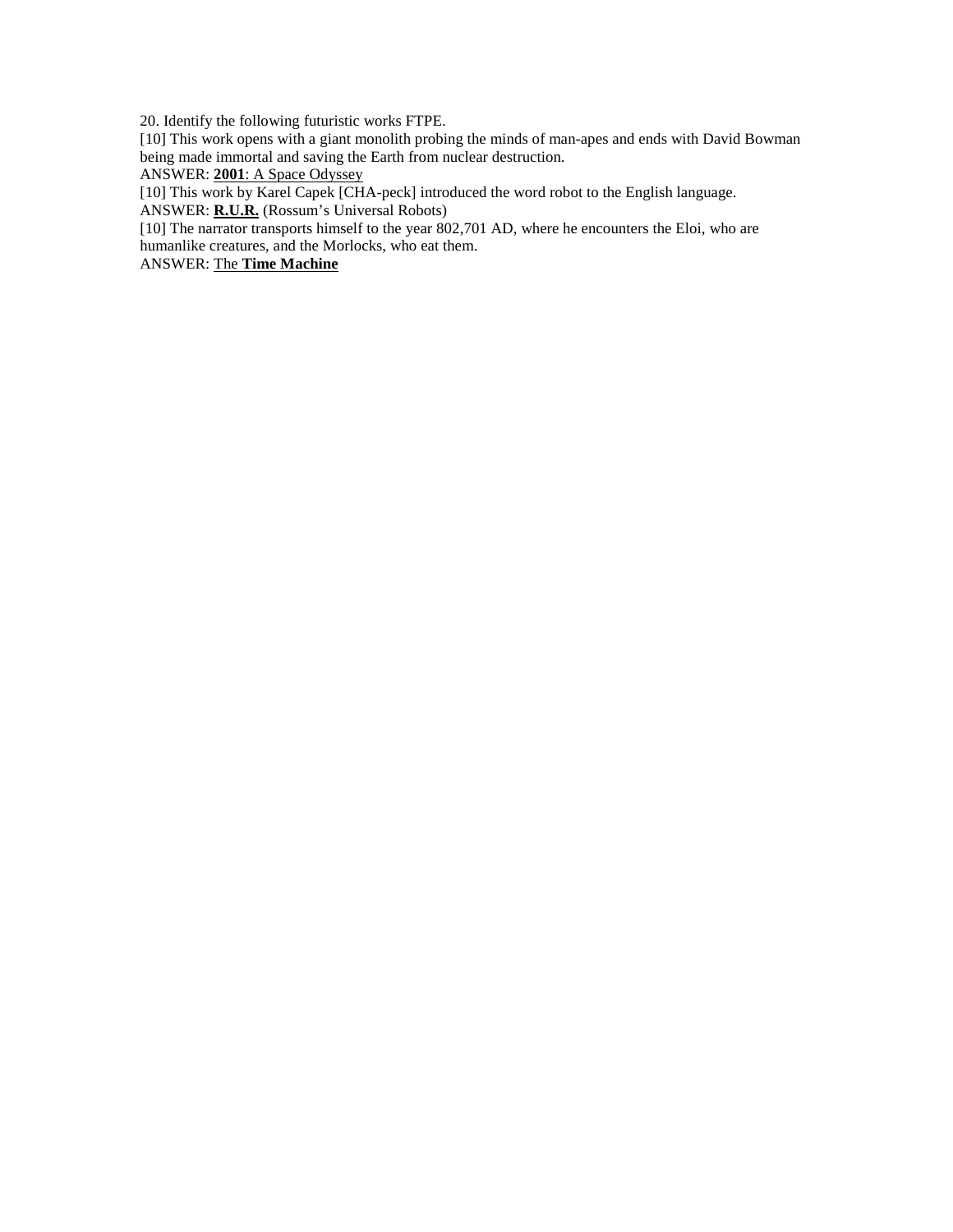20. Identify the following futuristic works FTPE.

[10] This work opens with a giant monolith probing the minds of man-apes and ends with David Bowman being made immortal and saving the Earth from nuclear destruction.

ANSWER: <u>**2001**: A Space Odyssey</u>

[10] This work by Karel Capek [CHA-peck] introduced the word robot to the English language.

ANSWER: <u>**R.U.R.**</u> (Rossum's Universal Robots)

[10] The narrator transports himself to the year 802,701 AD, where he encounters the Eloi, who are humanlike creatures, and the Morlocks, who eat them.

ANSWER: <u>The **Time Machine**</u>